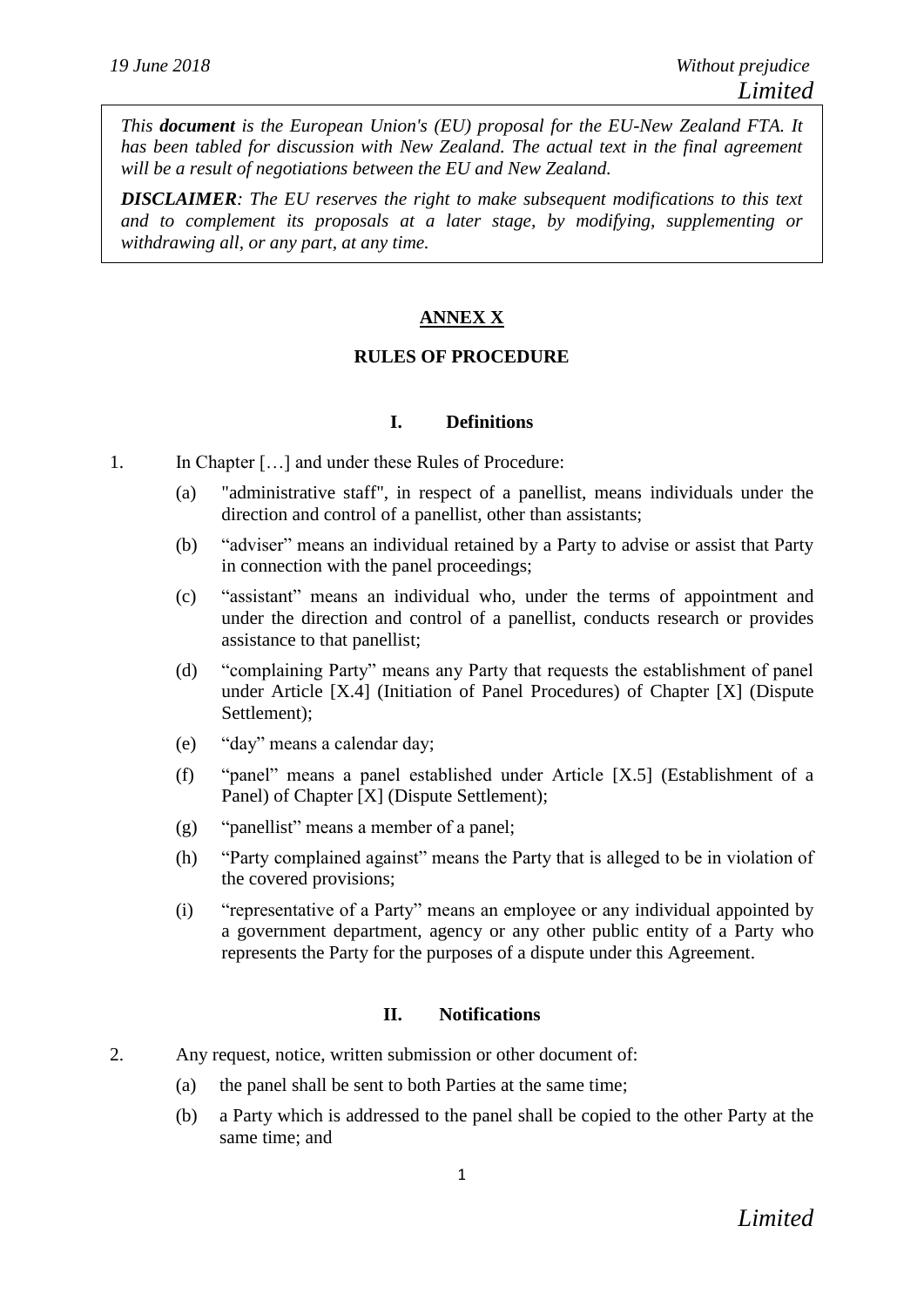*19 June 2018* *Without prejudice*

*Limited*

*This* ***document*** *is the European Union's (EU) proposal for the EU-New Zealand FTA. It has been tabled for discussion with New Zealand. The actual text in the final agreement will be a result of negotiations between the EU and New Zealand.*

***DISCLAIMER****: The EU reserves the right to make subsequent modifications to this text and to complement its proposals at a later stage, by modifying, supplementing or withdrawing all, or any part, at any time.*

# ANNEX X

## RULES OF PROCEDURE

### I. Definitions

1. In Chapter […] and under these Rules of Procedure:

   (a) "administrative staff", in respect of a panellist, means individuals under the direction and control of a panellist, other than assistants;

   (b) "adviser" means an individual retained by a Party to advise or assist that Party in connection with the panel proceedings;

   (c) "assistant" means an individual who, under the terms of appointment and under the direction and control of a panellist, conducts research or provides assistance to that panellist;

   (d) "complaining Party" means any Party that requests the establishment of panel under Article [X.4] (Initiation of Panel Procedures) of Chapter [X] (Dispute Settlement);

   (e) "day" means a calendar day;

   (f) "panel" means a panel established under Article [X.5] (Establishment of a Panel) of Chapter [X] (Dispute Settlement);

   (g) "panellist" means a member of a panel;

   (h) "Party complained against" means the Party that is alleged to be in violation of the covered provisions;

   (i) "representative of a Party" means an employee or any individual appointed by a government department, agency or any other public entity of a Party who represents the Party for the purposes of a dispute under this Agreement.

### II. Notifications

2. Any request, notice, written submission or other document of:

   (a) the panel shall be sent to both Parties at the same time;

   (b) a Party which is addressed to the panel shall be copied to the other Party at the same time; and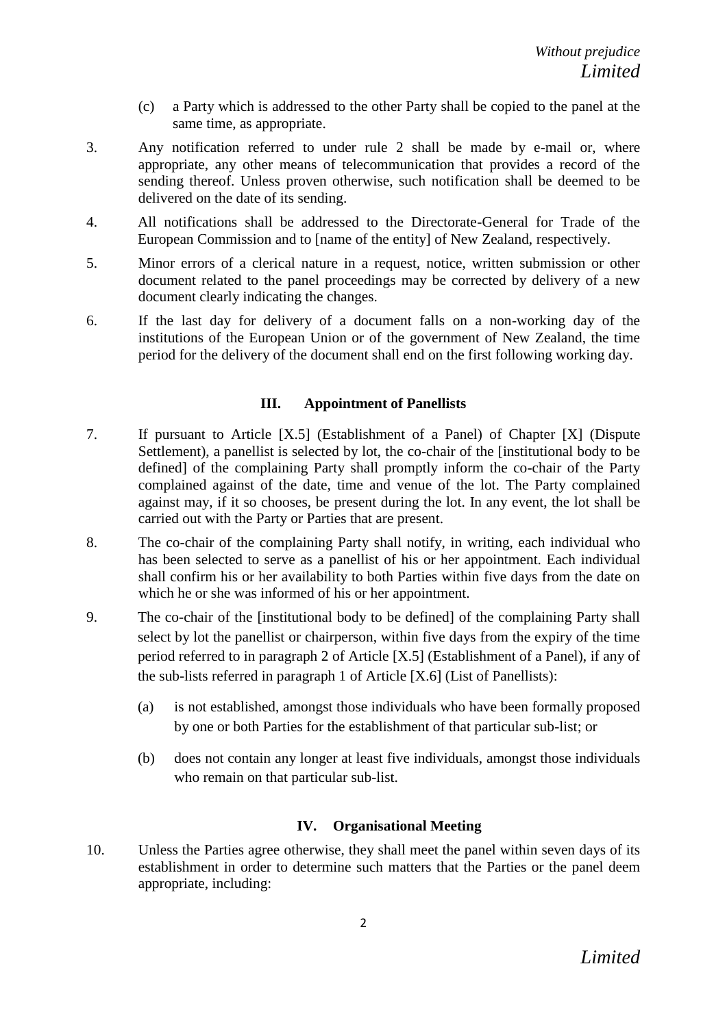(c) a Party which is addressed to the other Party shall be copied to the panel at the same time, as appropriate.

3. Any notification referred to under rule 2 shall be made by e-mail or, where appropriate, any other means of telecommunication that provides a record of the sending thereof. Unless proven otherwise, such notification shall be deemed to be delivered on the date of its sending.

4. All notifications shall be addressed to the Directorate-General for Trade of the European Commission and to [name of the entity] of New Zealand, respectively.

5. Minor errors of a clerical nature in a request, notice, written submission or other document related to the panel proceedings may be corrected by delivery of a new document clearly indicating the changes.

6. If the last day for delivery of a document falls on a non-working day of the institutions of the European Union or of the government of New Zealand, the time period for the delivery of the document shall end on the first following working day.

## III. Appointment of Panellists

7. If pursuant to Article [X.5] (Establishment of a Panel) of Chapter [X] (Dispute Settlement), a panellist is selected by lot, the co-chair of the [institutional body to be defined] of the complaining Party shall promptly inform the co-chair of the Party complained against of the date, time and venue of the lot. The Party complained against may, if it so chooses, be present during the lot. In any event, the lot shall be carried out with the Party or Parties that are present.

8. The co-chair of the complaining Party shall notify, in writing, each individual who has been selected to serve as a panellist of his or her appointment. Each individual shall confirm his or her availability to both Parties within five days from the date on which he or she was informed of his or her appointment.

9. The co-chair of the [institutional body to be defined] of the complaining Party shall select by lot the panellist or chairperson, within five days from the expiry of the time period referred to in paragraph 2 of Article [X.5] (Establishment of a Panel), if any of the sub-lists referred in paragraph 1 of Article [X.6] (List of Panellists):

   (a) is not established, amongst those individuals who have been formally proposed by one or both Parties for the establishment of that particular sub-list; or

   (b) does not contain any longer at least five individuals, amongst those individuals who remain on that particular sub-list.

## IV. Organisational Meeting

10. Unless the Parties agree otherwise, they shall meet the panel within seven days of its establishment in order to determine such matters that the Parties or the panel deem appropriate, including: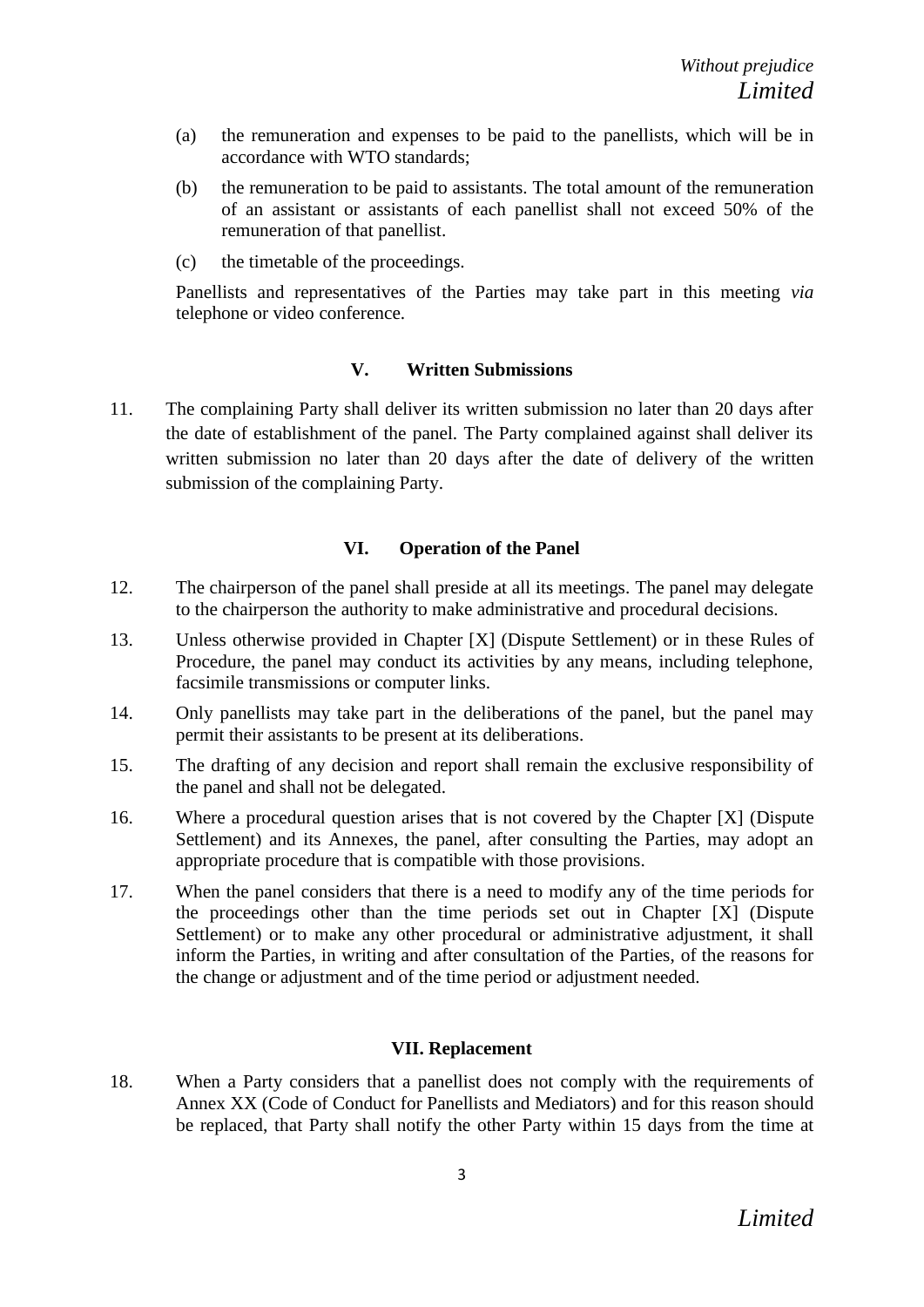(a) the remuneration and expenses to be paid to the panellists, which will be in accordance with WTO standards;

(b) the remuneration to be paid to assistants. The total amount of the remuneration of an assistant or assistants of each panellist shall not exceed 50% of the remuneration of that panellist.

(c) the timetable of the proceedings.

Panellists and representatives of the Parties may take part in this meeting *via* telephone or video conference.

## V. Written Submissions

11. The complaining Party shall deliver its written submission no later than 20 days after the date of establishment of the panel. The Party complained against shall deliver its written submission no later than 20 days after the date of delivery of the written submission of the complaining Party.

## VI. Operation of the Panel

12. The chairperson of the panel shall preside at all its meetings. The panel may delegate to the chairperson the authority to make administrative and procedural decisions.

13. Unless otherwise provided in Chapter [X] (Dispute Settlement) or in these Rules of Procedure, the panel may conduct its activities by any means, including telephone, facsimile transmissions or computer links.

14. Only panellists may take part in the deliberations of the panel, but the panel may permit their assistants to be present at its deliberations.

15. The drafting of any decision and report shall remain the exclusive responsibility of the panel and shall not be delegated.

16. Where a procedural question arises that is not covered by the Chapter [X] (Dispute Settlement) and its Annexes, the panel, after consulting the Parties, may adopt an appropriate procedure that is compatible with those provisions.

17. When the panel considers that there is a need to modify any of the time periods for the proceedings other than the time periods set out in Chapter [X] (Dispute Settlement) or to make any other procedural or administrative adjustment, it shall inform the Parties, in writing and after consultation of the Parties, of the reasons for the change or adjustment and of the time period or adjustment needed.

## VII. Replacement

18. When a Party considers that a panellist does not comply with the requirements of Annex XX (Code of Conduct for Panellists and Mediators) and for this reason should be replaced, that Party shall notify the other Party within 15 days from the time at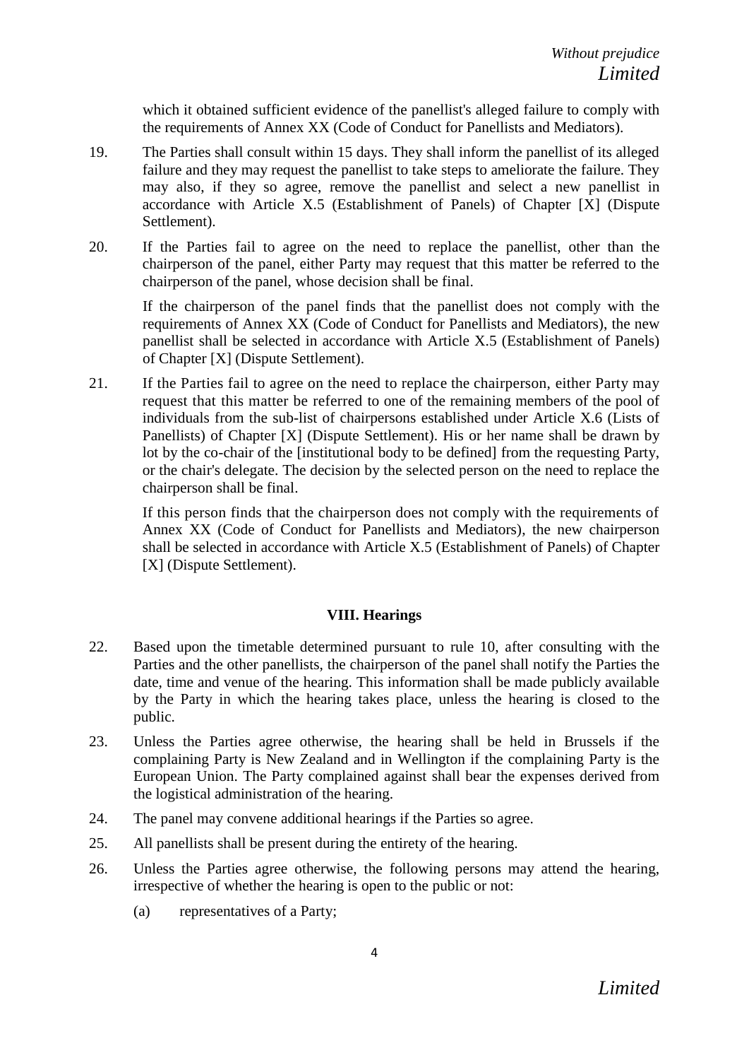which it obtained sufficient evidence of the panellist's alleged failure to comply with the requirements of Annex XX (Code of Conduct for Panellists and Mediators).

19. The Parties shall consult within 15 days. They shall inform the panellist of its alleged failure and they may request the panellist to take steps to ameliorate the failure. They may also, if they so agree, remove the panellist and select a new panellist in accordance with Article X.5 (Establishment of Panels) of Chapter [X] (Dispute Settlement).

20. If the Parties fail to agree on the need to replace the panellist, other than the chairperson of the panel, either Party may request that this matter be referred to the chairperson of the panel, whose decision shall be final.

    If the chairperson of the panel finds that the panellist does not comply with the requirements of Annex XX (Code of Conduct for Panellists and Mediators), the new panellist shall be selected in accordance with Article X.5 (Establishment of Panels) of Chapter [X] (Dispute Settlement).

21. If the Parties fail to agree on the need to replace the chairperson, either Party may request that this matter be referred to one of the remaining members of the pool of individuals from the sub-list of chairpersons established under Article X.6 (Lists of Panellists) of Chapter [X] (Dispute Settlement). His or her name shall be drawn by lot by the co-chair of the [institutional body to be defined] from the requesting Party, or the chair's delegate. The decision by the selected person on the need to replace the chairperson shall be final.

    If this person finds that the chairperson does not comply with the requirements of Annex XX (Code of Conduct for Panellists and Mediators), the new chairperson shall be selected in accordance with Article X.5 (Establishment of Panels) of Chapter [X] (Dispute Settlement).

## VIII. Hearings

22. Based upon the timetable determined pursuant to rule 10, after consulting with the Parties and the other panellists, the chairperson of the panel shall notify the Parties the date, time and venue of the hearing. This information shall be made publicly available by the Party in which the hearing takes place, unless the hearing is closed to the public.

23. Unless the Parties agree otherwise, the hearing shall be held in Brussels if the complaining Party is New Zealand and in Wellington if the complaining Party is the European Union. The Party complained against shall bear the expenses derived from the logistical administration of the hearing.

24. The panel may convene additional hearings if the Parties so agree.

25. All panellists shall be present during the entirety of the hearing.

26. Unless the Parties agree otherwise, the following persons may attend the hearing, irrespective of whether the hearing is open to the public or not:

    (a) representatives of a Party;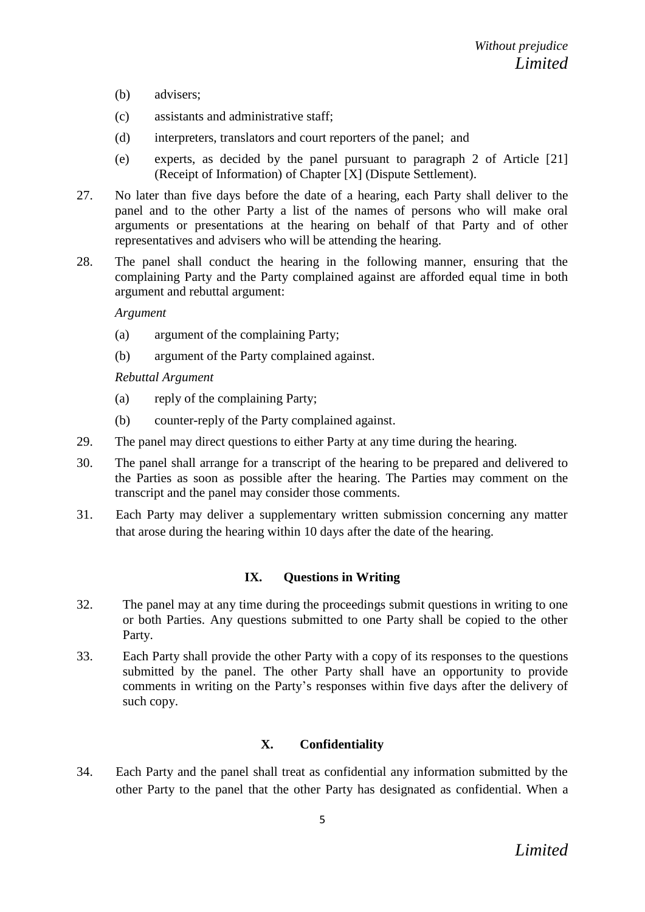(b) advisers;

(c) assistants and administrative staff;

(d) interpreters, translators and court reporters of the panel; and

(e) experts, as decided by the panel pursuant to paragraph 2 of Article [21] (Receipt of Information) of Chapter [X] (Dispute Settlement).

27. No later than five days before the date of a hearing, each Party shall deliver to the panel and to the other Party a list of the names of persons who will make oral arguments or presentations at the hearing on behalf of that Party and of other representatives and advisers who will be attending the hearing.

28. The panel shall conduct the hearing in the following manner, ensuring that the complaining Party and the Party complained against are afforded equal time in both argument and rebuttal argument:

*Argument*

(a) argument of the complaining Party;

(b) argument of the Party complained against.

*Rebuttal Argument*

(a) reply of the complaining Party;

(b) counter-reply of the Party complained against.

29. The panel may direct questions to either Party at any time during the hearing.

30. The panel shall arrange for a transcript of the hearing to be prepared and delivered to the Parties as soon as possible after the hearing. The Parties may comment on the transcript and the panel may consider those comments.

31. Each Party may deliver a supplementary written submission concerning any matter that arose during the hearing within 10 days after the date of the hearing.

## IX. Questions in Writing

32. The panel may at any time during the proceedings submit questions in writing to one or both Parties. Any questions submitted to one Party shall be copied to the other Party.

33. Each Party shall provide the other Party with a copy of its responses to the questions submitted by the panel. The other Party shall have an opportunity to provide comments in writing on the Party's responses within five days after the delivery of such copy.

## X. Confidentiality

34. Each Party and the panel shall treat as confidential any information submitted by the other Party to the panel that the other Party has designated as confidential. When a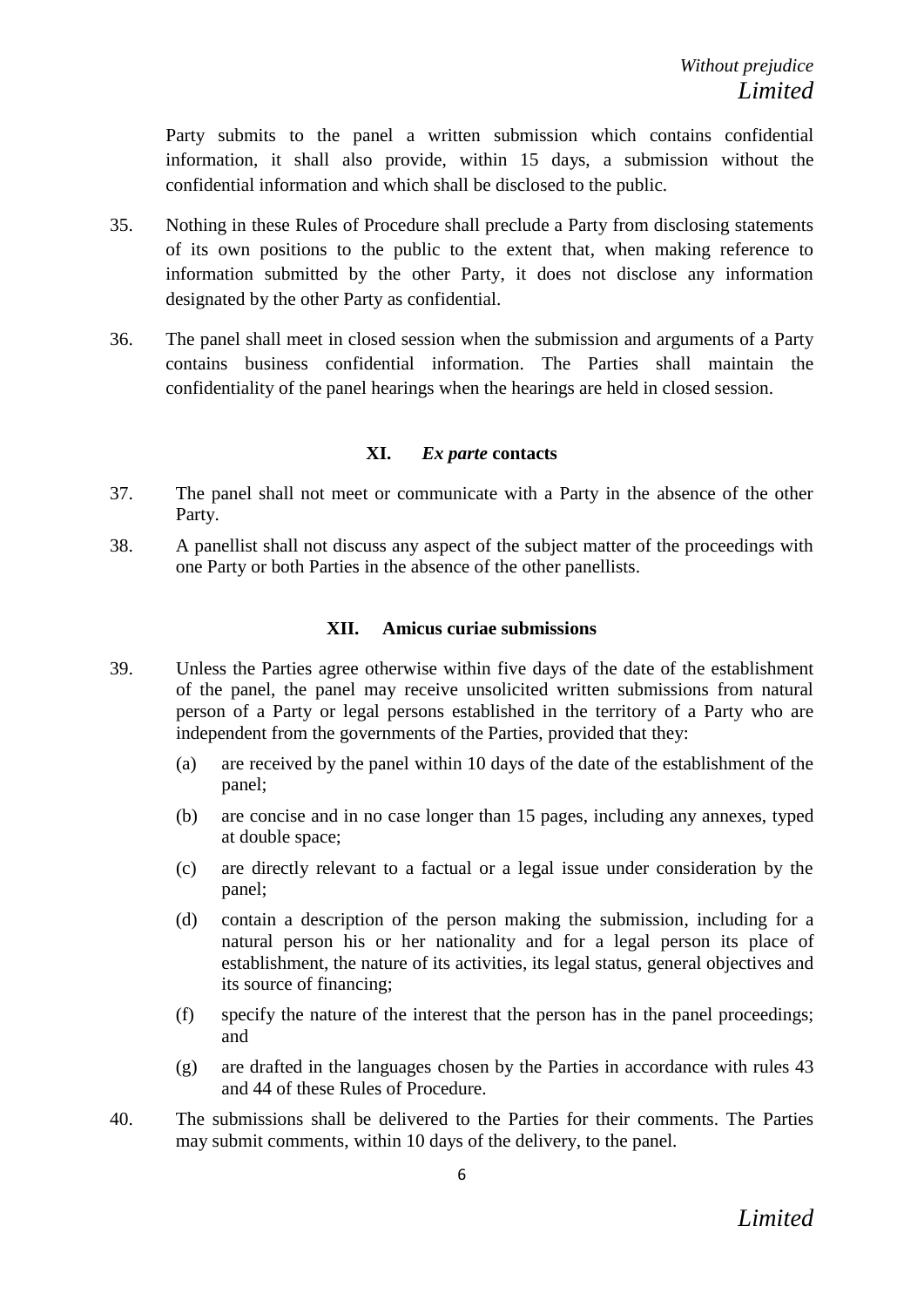Party submits to the panel a written submission which contains confidential information, it shall also provide, within 15 days, a submission without the confidential information and which shall be disclosed to the public.

35. Nothing in these Rules of Procedure shall preclude a Party from disclosing statements of its own positions to the public to the extent that, when making reference to information submitted by the other Party, it does not disclose any information designated by the other Party as confidential.

36. The panel shall meet in closed session when the submission and arguments of a Party contains business confidential information. The Parties shall maintain the confidentiality of the panel hearings when the hearings are held in closed session.

### XI. *Ex parte* contacts

37. The panel shall not meet or communicate with a Party in the absence of the other Party.

38. A panellist shall not discuss any aspect of the subject matter of the proceedings with one Party or both Parties in the absence of the other panellists.

### XII. Amicus curiae submissions

39. Unless the Parties agree otherwise within five days of the date of the establishment of the panel, the panel may receive unsolicited written submissions from natural person of a Party or legal persons established in the territory of a Party who are independent from the governments of the Parties, provided that they:

    (a) are received by the panel within 10 days of the date of the establishment of the panel;

    (b) are concise and in no case longer than 15 pages, including any annexes, typed at double space;

    (c) are directly relevant to a factual or a legal issue under consideration by the panel;

    (d) contain a description of the person making the submission, including for a natural person his or her nationality and for a legal person its place of establishment, the nature of its activities, its legal status, general objectives and its source of financing;

    (f) specify the nature of the interest that the person has in the panel proceedings; and

    (g) are drafted in the languages chosen by the Parties in accordance with rules 43 and 44 of these Rules of Procedure.

40. The submissions shall be delivered to the Parties for their comments. The Parties may submit comments, within 10 days of the delivery, to the panel.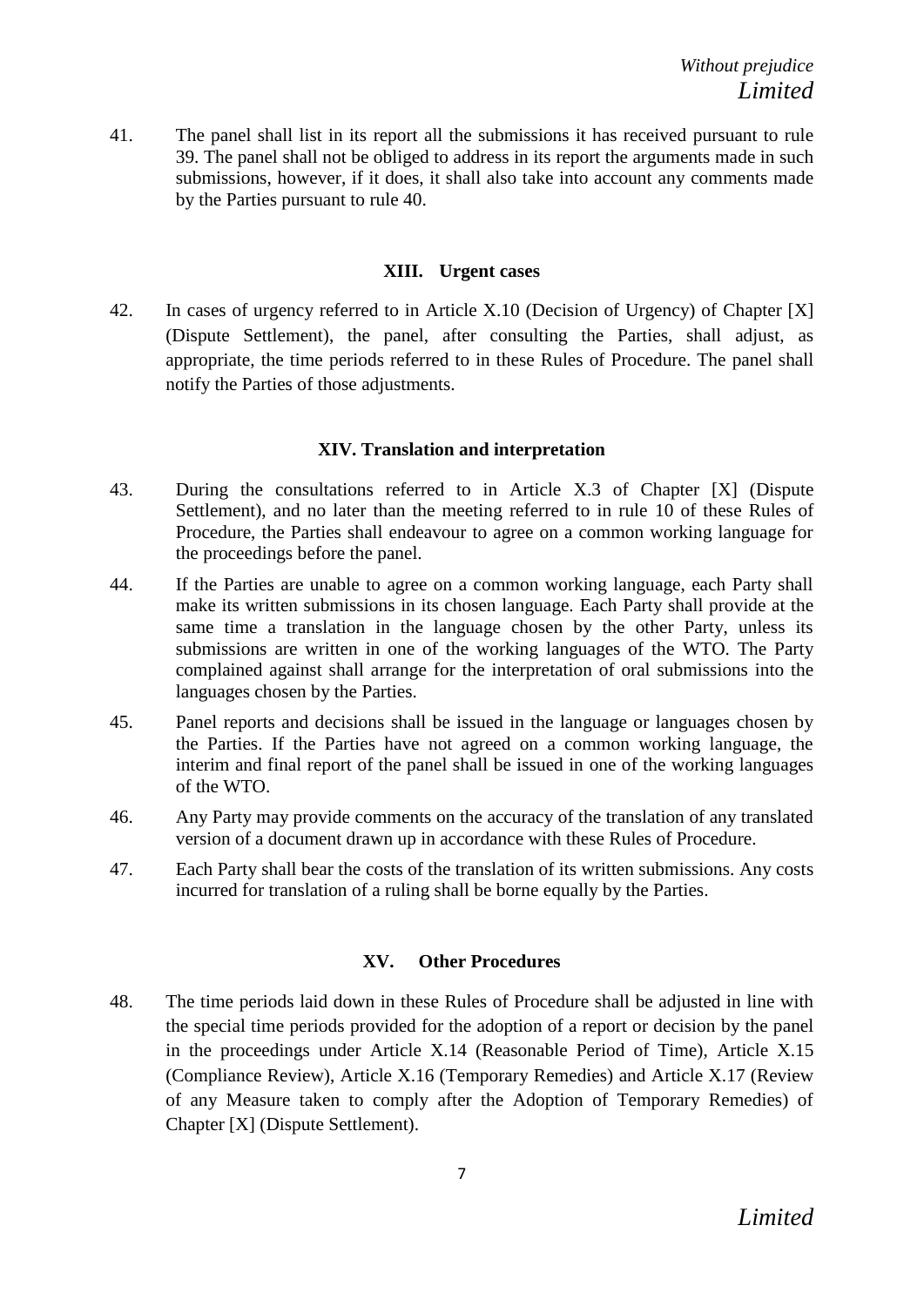41. The panel shall list in its report all the submissions it has received pursuant to rule 39. The panel shall not be obliged to address in its report the arguments made in such submissions, however, if it does, it shall also take into account any comments made by the Parties pursuant to rule 40.

## XIII. Urgent cases

42. In cases of urgency referred to in Article X.10 (Decision of Urgency) of Chapter [X] (Dispute Settlement), the panel, after consulting the Parties, shall adjust, as appropriate, the time periods referred to in these Rules of Procedure. The panel shall notify the Parties of those adjustments.

## XIV. Translation and interpretation

43. During the consultations referred to in Article X.3 of Chapter [X] (Dispute Settlement), and no later than the meeting referred to in rule 10 of these Rules of Procedure, the Parties shall endeavour to agree on a common working language for the proceedings before the panel.

44. If the Parties are unable to agree on a common working language, each Party shall make its written submissions in its chosen language. Each Party shall provide at the same time a translation in the language chosen by the other Party, unless its submissions are written in one of the working languages of the WTO. The Party complained against shall arrange for the interpretation of oral submissions into the languages chosen by the Parties.

45. Panel reports and decisions shall be issued in the language or languages chosen by the Parties. If the Parties have not agreed on a common working language, the interim and final report of the panel shall be issued in one of the working languages of the WTO.

46. Any Party may provide comments on the accuracy of the translation of any translated version of a document drawn up in accordance with these Rules of Procedure.

47. Each Party shall bear the costs of the translation of its written submissions. Any costs incurred for translation of a ruling shall be borne equally by the Parties.

## XV. Other Procedures

48. The time periods laid down in these Rules of Procedure shall be adjusted in line with the special time periods provided for the adoption of a report or decision by the panel in the proceedings under Article X.14 (Reasonable Period of Time), Article X.15 (Compliance Review), Article X.16 (Temporary Remedies) and Article X.17 (Review of any Measure taken to comply after the Adoption of Temporary Remedies) of Chapter [X] (Dispute Settlement).